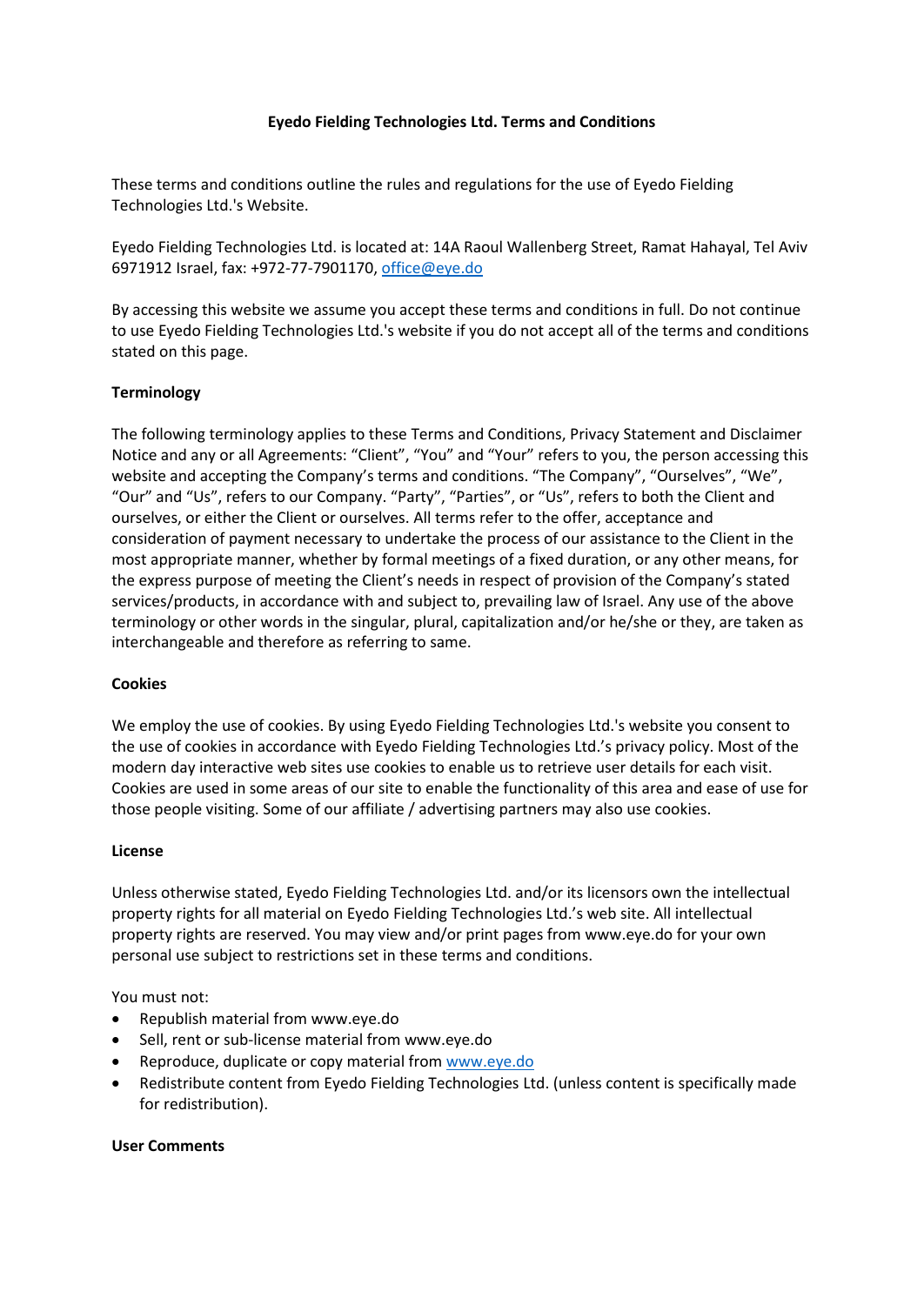# Eyedo Fielding Technologies Ltd. Terms and Conditions

These terms and conditions outline the rules and regulations for the use of Eyedo Fielding Technologies Ltd.'s Website.

Eyedo Fielding Technologies Ltd. is located at: 14A Raoul Wallenberg Street, Ramat Hahayal, Tel Aviv 6971912 Israel, fax: +972-77-7901170, office@eye.do

By accessing this website we assume you accept these terms and conditions in full. Do not continue to use Eyedo Fielding Technologies Ltd.'s website if you do not accept all of the terms and conditions stated on this page.

## Terminology

The following terminology applies to these Terms and Conditions, Privacy Statement and Disclaimer Notice and any or all Agreements: "Client", "You" and "Your" refers to you, the person accessing this website and accepting the Company's terms and conditions. "The Company", "Ourselves", "We", "Our" and "Us", refers to our Company. "Party", "Parties", or "Us", refers to both the Client and ourselves, or either the Client or ourselves. All terms refer to the offer, acceptance and consideration of payment necessary to undertake the process of our assistance to the Client in the most appropriate manner, whether by formal meetings of a fixed duration, or any other means, for the express purpose of meeting the Client's needs in respect of provision of the Company's stated services/products, in accordance with and subject to, prevailing law of Israel. Any use of the above terminology or other words in the singular, plural, capitalization and/or he/she or they, are taken as interchangeable and therefore as referring to same.

## Cookies

We employ the use of cookies. By using Eyedo Fielding Technologies Ltd.'s website you consent to the use of cookies in accordance with Eyedo Fielding Technologies Ltd.'s privacy policy. Most of the modern day interactive web sites use cookies to enable us to retrieve user details for each visit. Cookies are used in some areas of our site to enable the functionality of this area and ease of use for those people visiting. Some of our affiliate / advertising partners may also use cookies.

## License

Unless otherwise stated, Eyedo Fielding Technologies Ltd. and/or its licensors own the intellectual property rights for all material on Eyedo Fielding Technologies Ltd.'s web site. All intellectual property rights are reserved. You may view and/or print pages from www.eye.do for your own personal use subject to restrictions set in these terms and conditions.

You must not:

- Republish material from www.eye.do
- Sell, rent or sub-license material from www.eye.do
- Reproduce, duplicate or copy material from www.eye.do
- Redistribute content from Eyedo Fielding Technologies Ltd. (unless content is specifically made for redistribution).

## User Comments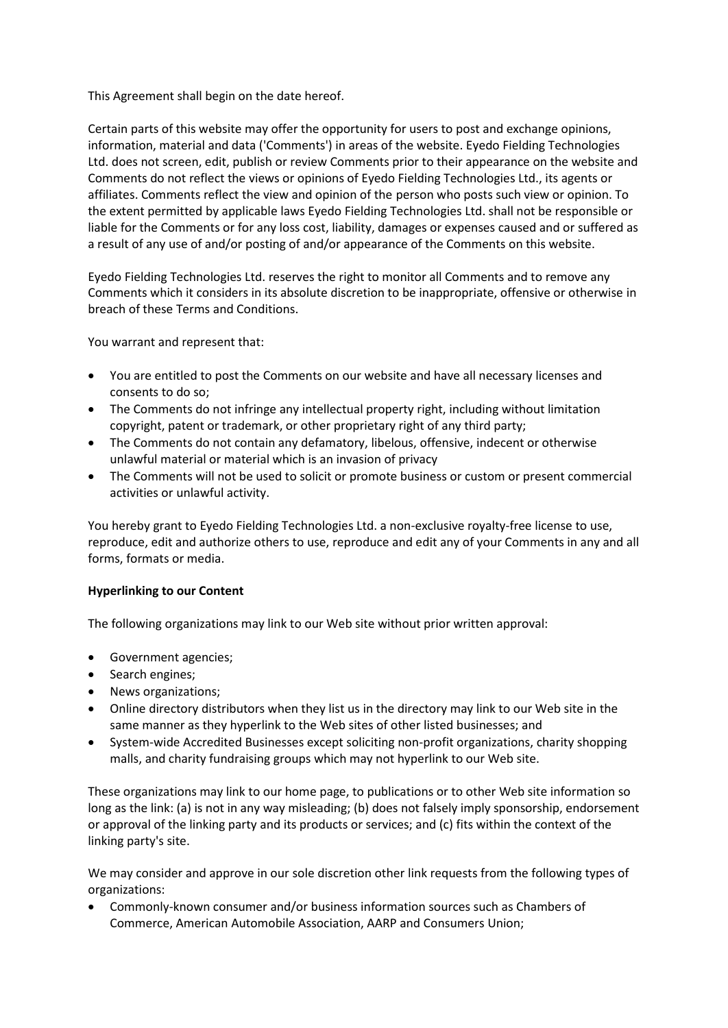This Agreement shall begin on the date hereof.

Certain parts of this website may offer the opportunity for users to post and exchange opinions, information, material and data ('Comments') in areas of the website. Eyedo Fielding Technologies Ltd. does not screen, edit, publish or review Comments prior to their appearance on the website and Comments do not reflect the views or opinions of Eyedo Fielding Technologies Ltd., its agents or affiliates. Comments reflect the view and opinion of the person who posts such view or opinion. To the extent permitted by applicable laws Eyedo Fielding Technologies Ltd. shall not be responsible or liable for the Comments or for any loss cost, liability, damages or expenses caused and or suffered as a result of any use of and/or posting of and/or appearance of the Comments on this website.

Eyedo Fielding Technologies Ltd. reserves the right to monitor all Comments and to remove any Comments which it considers in its absolute discretion to be inappropriate, offensive or otherwise in breach of these Terms and Conditions.

You warrant and represent that:

- You are entitled to post the Comments on our website and have all necessary licenses and consents to do so;
- The Comments do not infringe any intellectual property right, including without limitation copyright, patent or trademark, or other proprietary right of any third party;
- The Comments do not contain any defamatory, libelous, offensive, indecent or otherwise unlawful material or material which is an invasion of privacy
- The Comments will not be used to solicit or promote business or custom or present commercial activities or unlawful activity.

You hereby grant to Eyedo Fielding Technologies Ltd. a non-exclusive royalty-free license to use, reproduce, edit and authorize others to use, reproduce and edit any of your Comments in any and all forms, formats or media.

**Hyperlinking to our Content**

The following organizations may link to our Web site without prior written approval:

- Government agencies;
- Search engines;
- News organizations;
- Online directory distributors when they list us in the directory may link to our Web site in the same manner as they hyperlink to the Web sites of other listed businesses; and
- System-wide Accredited Businesses except soliciting non-profit organizations, charity shopping malls, and charity fundraising groups which may not hyperlink to our Web site.

These organizations may link to our home page, to publications or to other Web site information so long as the link: (a) is not in any way misleading; (b) does not falsely imply sponsorship, endorsement or approval of the linking party and its products or services; and (c) fits within the context of the linking party's site.

We may consider and approve in our sole discretion other link requests from the following types of organizations:

- Commonly-known consumer and/or business information sources such as Chambers of Commerce, American Automobile Association, AARP and Consumers Union;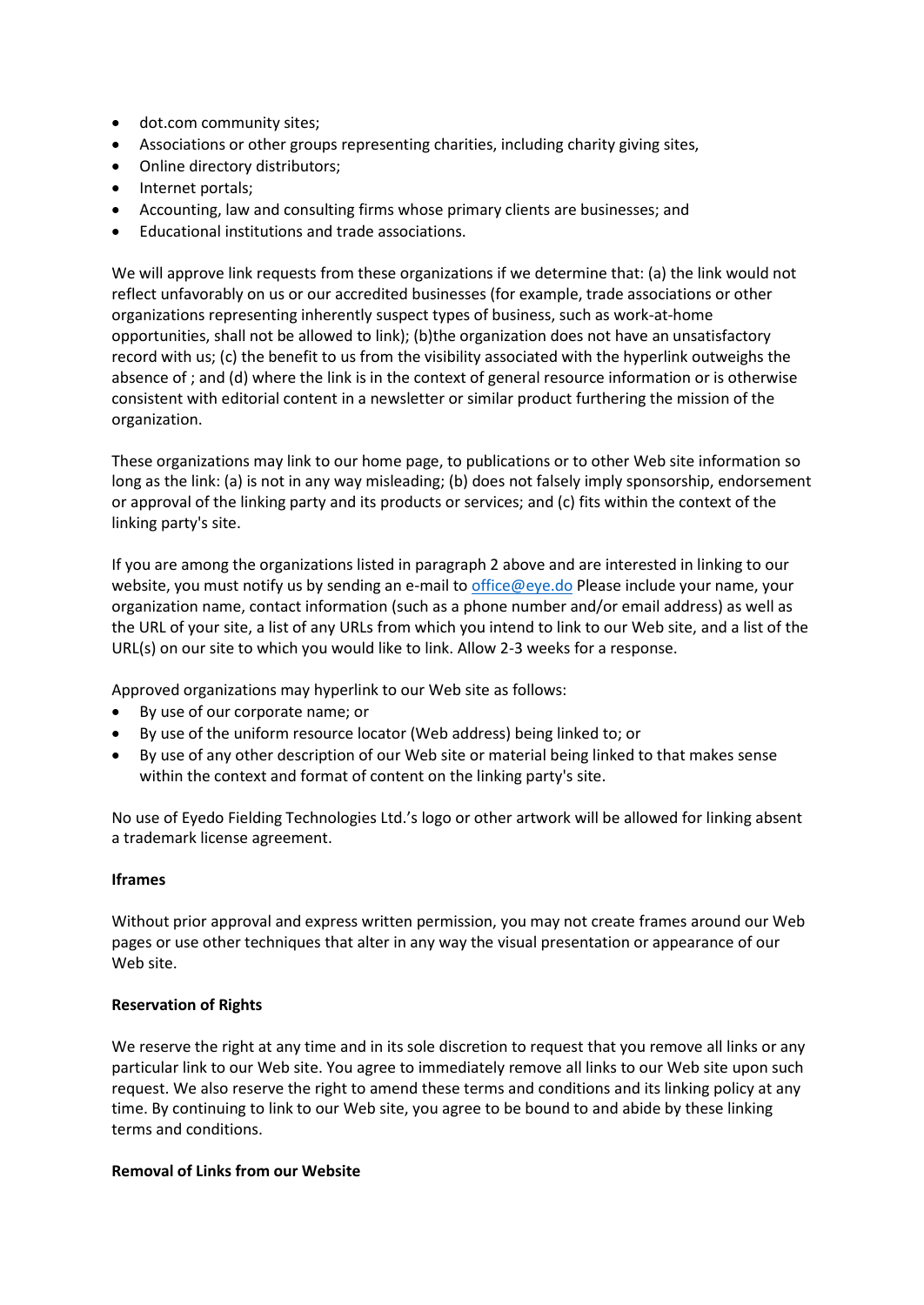- dot.com community sites;
- Associations or other groups representing charities, including charity giving sites,
- Online directory distributors;
- Internet portals;
- Accounting, law and consulting firms whose primary clients are businesses; and
- Educational institutions and trade associations.

We will approve link requests from these organizations if we determine that: (a) the link would not reflect unfavorably on us or our accredited businesses (for example, trade associations or other organizations representing inherently suspect types of business, such as work-at-home opportunities, shall not be allowed to link); (b)the organization does not have an unsatisfactory record with us; (c) the benefit to us from the visibility associated with the hyperlink outweighs the absence of ; and (d) where the link is in the context of general resource information or is otherwise consistent with editorial content in a newsletter or similar product furthering the mission of the organization.

These organizations may link to our home page, to publications or to other Web site information so long as the link: (a) is not in any way misleading; (b) does not falsely imply sponsorship, endorsement or approval of the linking party and its products or services; and (c) fits within the context of the linking party's site.

If you are among the organizations listed in paragraph 2 above and are interested in linking to our website, you must notify us by sending an e-mail to office@eye.do Please include your name, your organization name, contact information (such as a phone number and/or email address) as well as the URL of your site, a list of any URLs from which you intend to link to our Web site, and a list of the URL(s) on our site to which you would like to link. Allow 2-3 weeks for a response.

Approved organizations may hyperlink to our Web site as follows:

- By use of our corporate name; or
- By use of the uniform resource locator (Web address) being linked to; or
- By use of any other description of our Web site or material being linked to that makes sense within the context and format of content on the linking party's site.

No use of Eyedo Fielding Technologies Ltd.'s logo or other artwork will be allowed for linking absent a trademark license agreement.

**Iframes**

Without prior approval and express written permission, you may not create frames around our Web pages or use other techniques that alter in any way the visual presentation or appearance of our Web site.

**Reservation of Rights**

We reserve the right at any time and in its sole discretion to request that you remove all links or any particular link to our Web site. You agree to immediately remove all links to our Web site upon such request. We also reserve the right to amend these terms and conditions and its linking policy at any time. By continuing to link to our Web site, you agree to be bound to and abide by these linking terms and conditions.

**Removal of Links from our Website**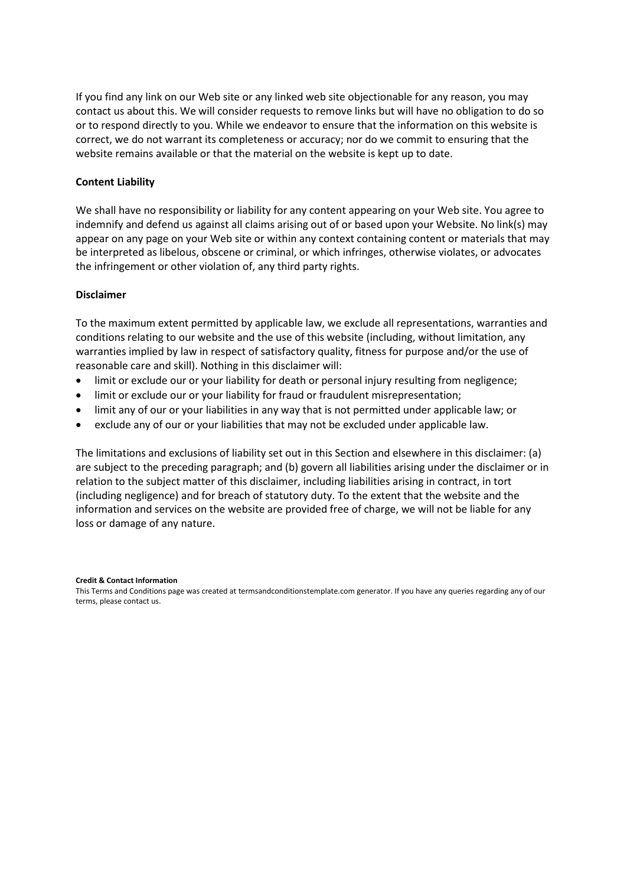If you find any link on our Web site or any linked web site objectionable for any reason, you may contact us about this. We will consider requests to remove links but will have no obligation to do so or to respond directly to you. While we endeavor to ensure that the information on this website is correct, we do not warrant its completeness or accuracy; nor do we commit to ensuring that the website remains available or that the material on the website is kept up to date.

**Content Liability**

We shall have no responsibility or liability for any content appearing on your Web site. You agree to indemnify and defend us against all claims arising out of or based upon your Website. No link(s) may appear on any page on your Web site or within any context containing content or materials that may be interpreted as libelous, obscene or criminal, or which infringes, otherwise violates, or advocates the infringement or other violation of, any third party rights.

**Disclaimer**

To the maximum extent permitted by applicable law, we exclude all representations, warranties and conditions relating to our website and the use of this website (including, without limitation, any warranties implied by law in respect of satisfactory quality, fitness for purpose and/or the use of reasonable care and skill). Nothing in this disclaimer will:

- limit or exclude our or your liability for death or personal injury resulting from negligence;
- limit or exclude our or your liability for fraud or fraudulent misrepresentation;
- limit any of our or your liabilities in any way that is not permitted under applicable law; or
- exclude any of our or your liabilities that may not be excluded under applicable law.

The limitations and exclusions of liability set out in this Section and elsewhere in this disclaimer: (a) are subject to the preceding paragraph; and (b) govern all liabilities arising under the disclaimer or in relation to the subject matter of this disclaimer, including liabilities arising in contract, in tort (including negligence) and for breach of statutory duty. To the extent that the website and the information and services on the website are provided free of charge, we will not be liable for any loss or damage of any nature.

**Credit & Contact Information**

This Terms and Conditions page was created at termsandconditionstemplate.com generator. If you have any queries regarding any of our terms, please contact us.